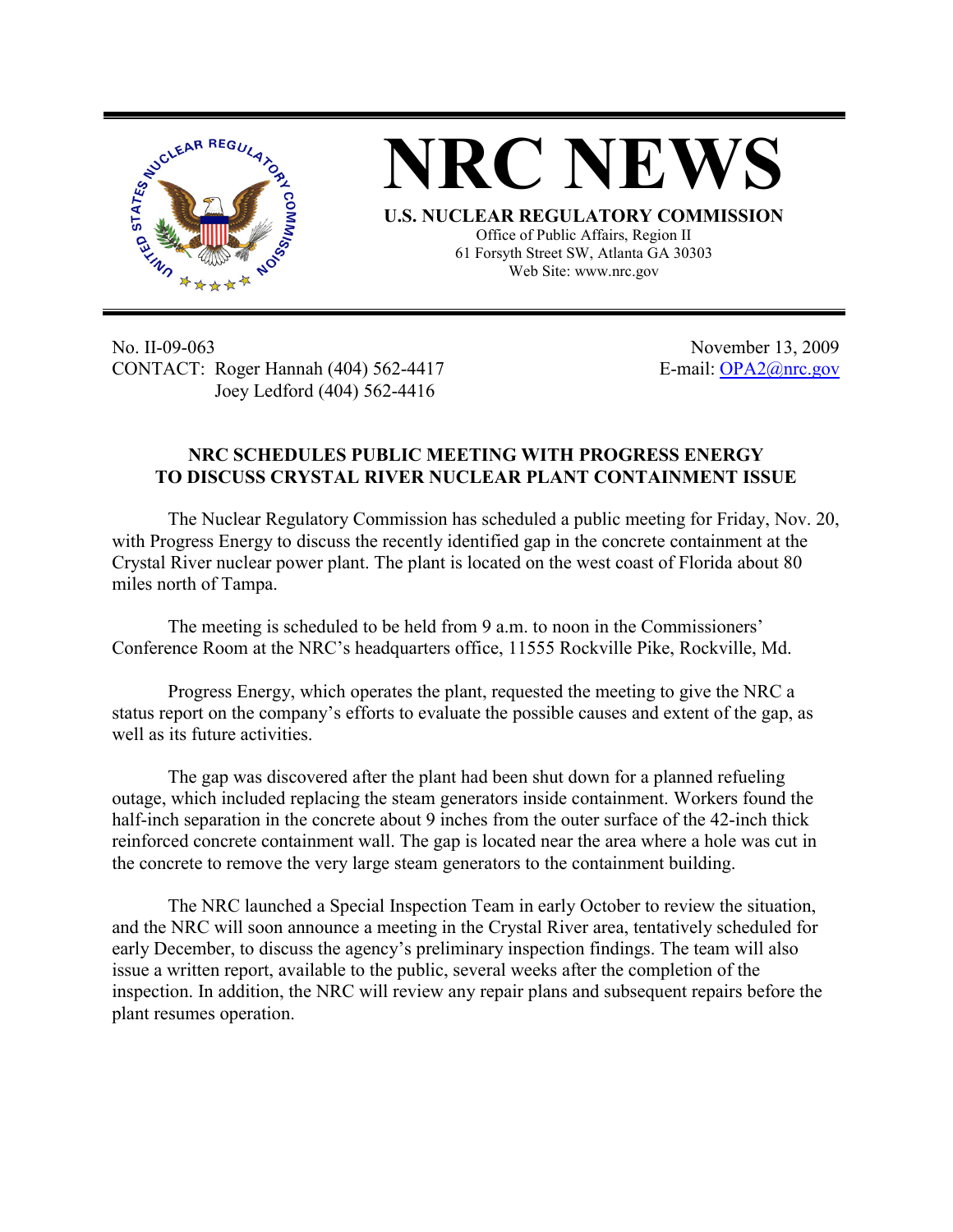# NRC NEWS

**U.S. NUCLEAR REGULATORY COMMISSION**

Office of Public Affairs, Region II
61 Forsyth Street SW, Atlanta GA 30303
Web Site: www.nrc.gov

No. II-09-063
CONTACT: Roger Hannah (404) 562-4417
Joey Ledford (404) 562-4416

November 13, 2009
E-mail: OPA2@nrc.gov

## NRC SCHEDULES PUBLIC MEETING WITH PROGRESS ENERGY TO DISCUSS CRYSTAL RIVER NUCLEAR PLANT CONTAINMENT ISSUE

The Nuclear Regulatory Commission has scheduled a public meeting for Friday, Nov. 20, with Progress Energy to discuss the recently identified gap in the concrete containment at the Crystal River nuclear power plant. The plant is located on the west coast of Florida about 80 miles north of Tampa.

The meeting is scheduled to be held from 9 a.m. to noon in the Commissioners' Conference Room at the NRC's headquarters office, 11555 Rockville Pike, Rockville, Md.

Progress Energy, which operates the plant, requested the meeting to give the NRC a status report on the company's efforts to evaluate the possible causes and extent of the gap, as well as its future activities.

The gap was discovered after the plant had been shut down for a planned refueling outage, which included replacing the steam generators inside containment. Workers found the half-inch separation in the concrete about 9 inches from the outer surface of the 42-inch thick reinforced concrete containment wall. The gap is located near the area where a hole was cut in the concrete to remove the very large steam generators to the containment building.

The NRC launched a Special Inspection Team in early October to review the situation, and the NRC will soon announce a meeting in the Crystal River area, tentatively scheduled for early December, to discuss the agency's preliminary inspection findings. The team will also issue a written report, available to the public, several weeks after the completion of the inspection. In addition, the NRC will review any repair plans and subsequent repairs before the plant resumes operation.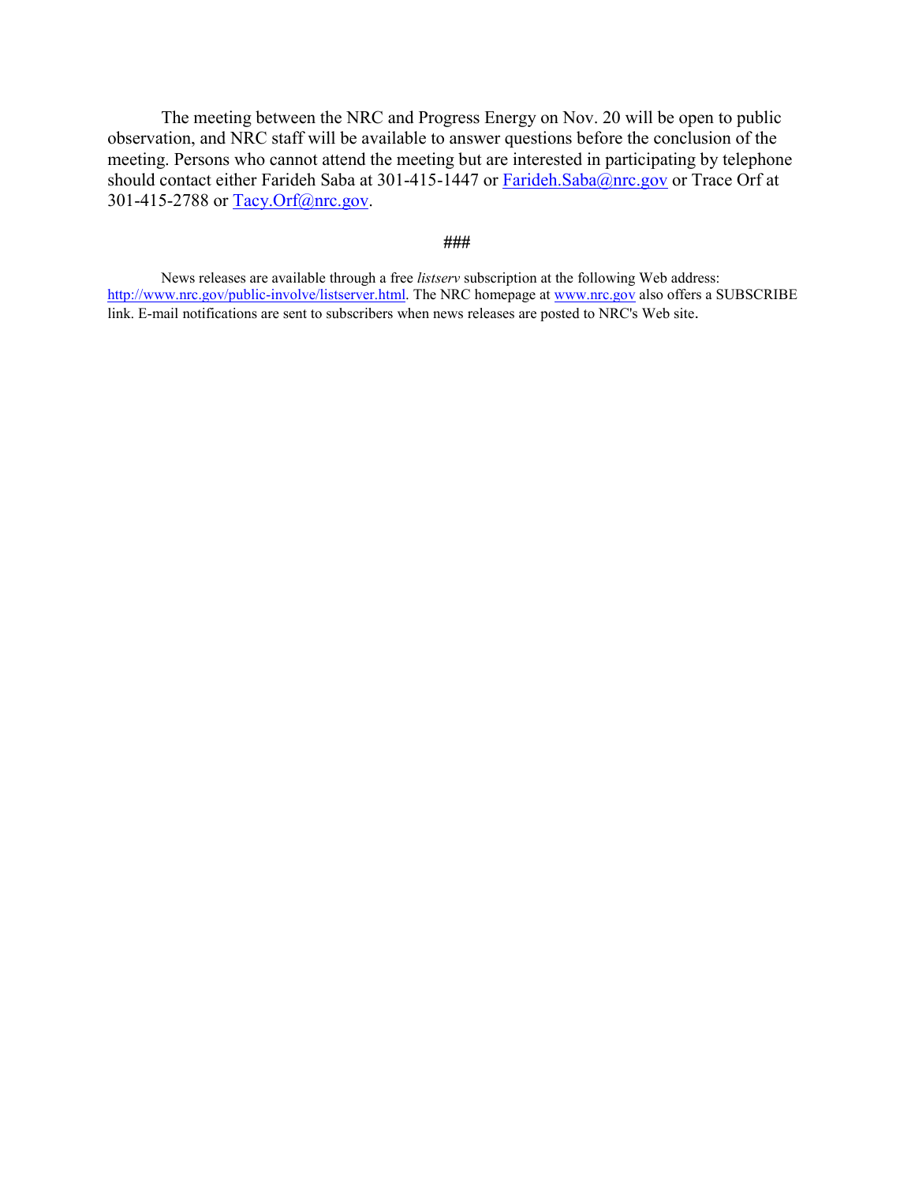The meeting between the NRC and Progress Energy on Nov. 20 will be open to public observation, and NRC staff will be available to answer questions before the conclusion of the meeting. Persons who cannot attend the meeting but are interested in participating by telephone should contact either Farideh Saba at 301-415-1447 or Farideh.Saba@nrc.gov or Trace Orf at 301-415-2788 or Tacy.Orf@nrc.gov.

###

News releases are available through a free *listserv* subscription at the following Web address: http://www.nrc.gov/public-involve/listserver.html. The NRC homepage at www.nrc.gov also offers a SUBSCRIBE link. E-mail notifications are sent to subscribers when news releases are posted to NRC's Web site.